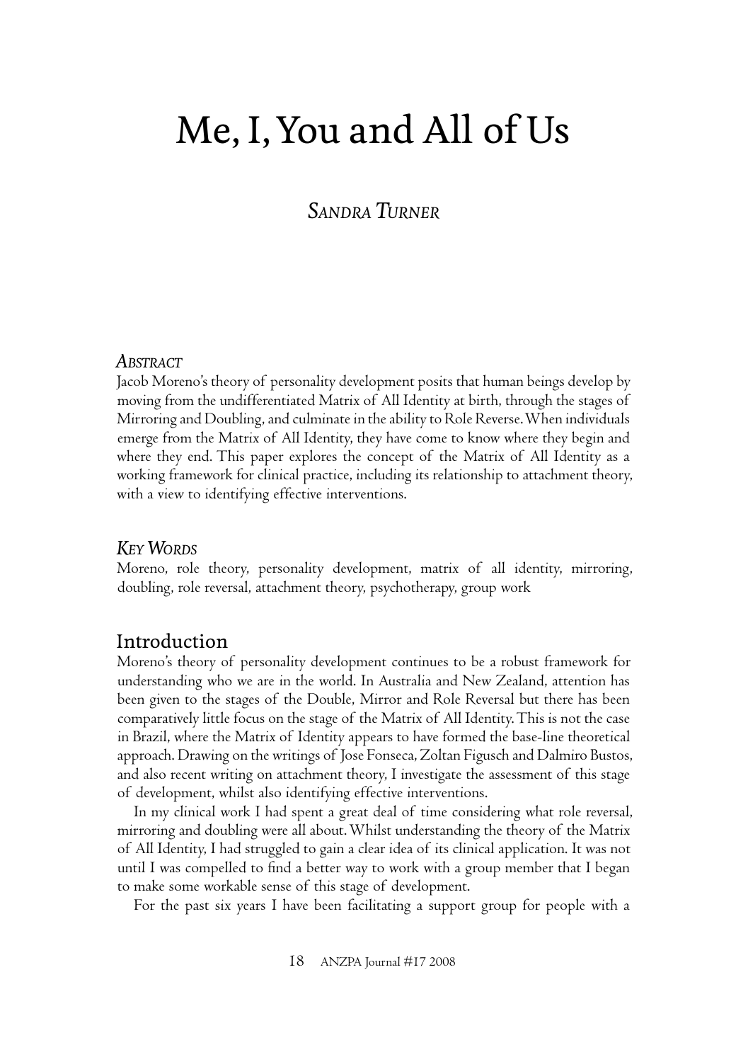# Me, I, You and All of Us

*Sandra Turner*

### *Abstract*

Jacob Moreno's theory of personality development posits that human beings develop by moving from the undifferentiated Matrix of All Identity at birth, through the stages of Mirroring and Doubling, and culminate in the ability to Role Reverse. When individuals emerge from the Matrix of All Identity, they have come to know where they begin and where they end. This paper explores the concept of the Matrix of All Identity as a working framework for clinical practice, including its relationship to attachment theory, with a view to identifying effective interventions.

### *Key Words*

Moreno, role theory, personality development, matrix of all identity, mirroring, doubling, role reversal, attachment theory, psychotherapy, group work

## Introduction

Moreno's theory of personality development continues to be a robust framework for understanding who we are in the world. In Australia and New Zealand, attention has been given to the stages of the Double, Mirror and Role Reversal but there has been comparatively little focus on the stage of the Matrix of All Identity. This is not the case in Brazil, where the Matrix of Identity appears to have formed the base-line theoretical approach. Drawing on the writings of Jose Fonseca, Zoltan Figusch and Dalmiro Bustos, and also recent writing on attachment theory, I investigate the assessment of this stage of development, whilst also identifying effective interventions.

In my clinical work I had spent a great deal of time considering what role reversal, mirroring and doubling were all about. Whilst understanding the theory of the Matrix of All Identity, I had struggled to gain a clear idea of its clinical application. It was not until I was compelled to find a better way to work with a group member that I began to make some workable sense of this stage of development.

For the past six years I have been facilitating a support group for people with a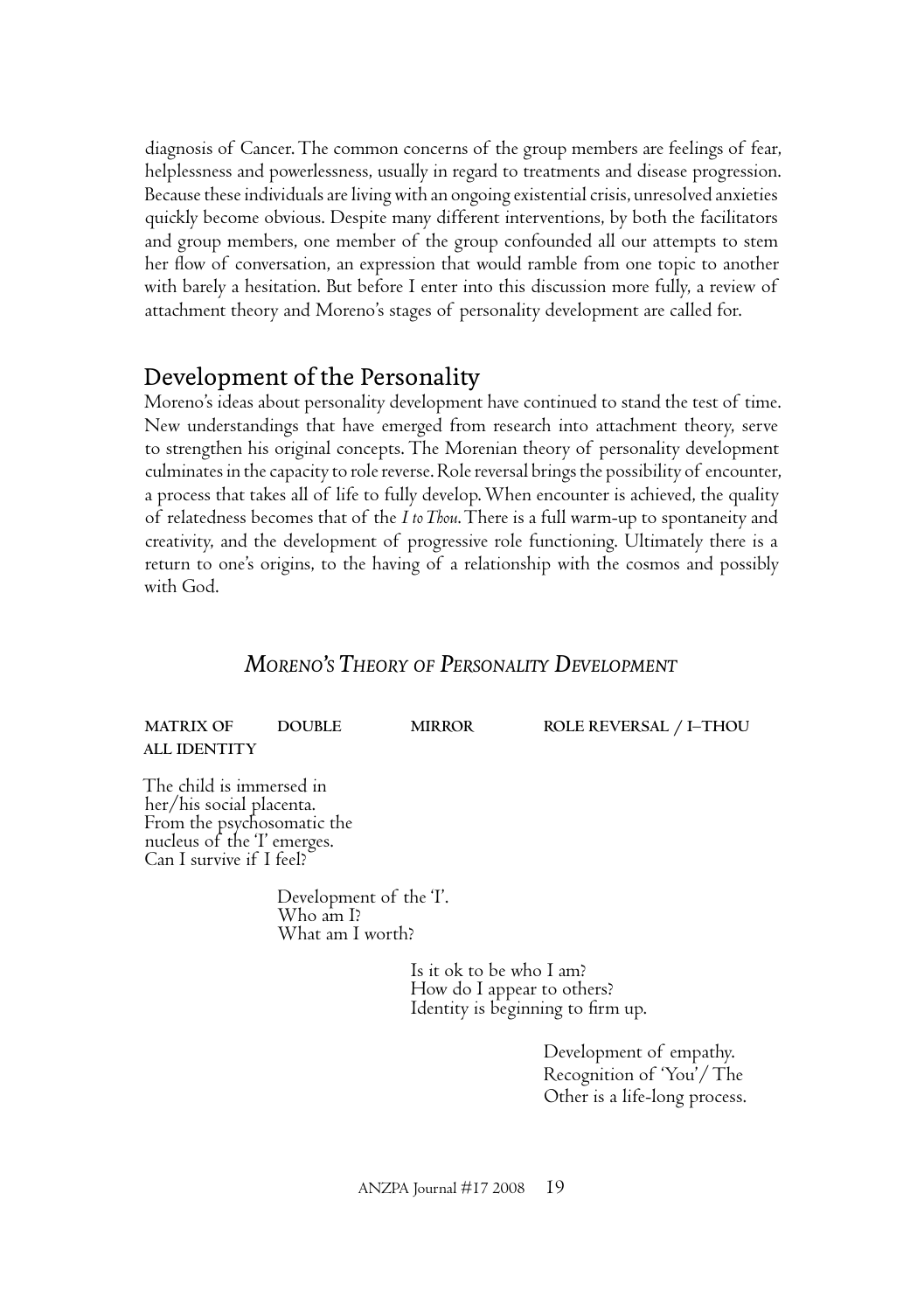diagnosis of Cancer. The common concerns of the group members are feelings of fear, helplessness and powerlessness, usually in regard to treatments and disease progression. Because these individuals are living with an ongoing existential crisis, unresolved anxieties quickly become obvious. Despite many different interventions, by both the facilitators and group members, one member of the group confounded all our attempts to stem her flow of conversation, an expression that would ramble from one topic to another with barely a hesitation. But before I enter into this discussion more fully, a review of attachment theory and Moreno's stages of personality development are called for.

## Development of the Personality

Moreno's ideas about personality development have continued to stand the test of time. New understandings that have emerged from research into attachment theory, serve to strengthen his original concepts. The Morenian theory of personality development culminates in the capacity to role reverse. Role reversal brings the possibility of encounter, a process that takes all of life to fully develop. When encounter is achieved, the quality of relatedness becomes that of the *I to Thou*. There is a full warm-up to spontaneity and creativity, and the development of progressive role functioning. Ultimately there is a return to one's origins, to the having of a relationship with the cosmos and possibly with God.

### *Moreno's Theory of Personality Development*

| MATRIX OF ALL IDENTITY | DOUBLE | MIRROR | ROLE REVERSAL / I–THOU |
|---|---|---|---|
| The child is immersed in her/his social placenta. From the psychosomatic the nucleus of the 'I' emerges. Can I survive if I feel? | | | |
| | Development of the 'I'. Who am I? What am I worth? | | |
| | | Is it ok to be who I am? How do I appear to others? Identity is beginning to firm up. | |
| | | | Development of empathy. Recognition of 'You'/ The Other is a life-long process. |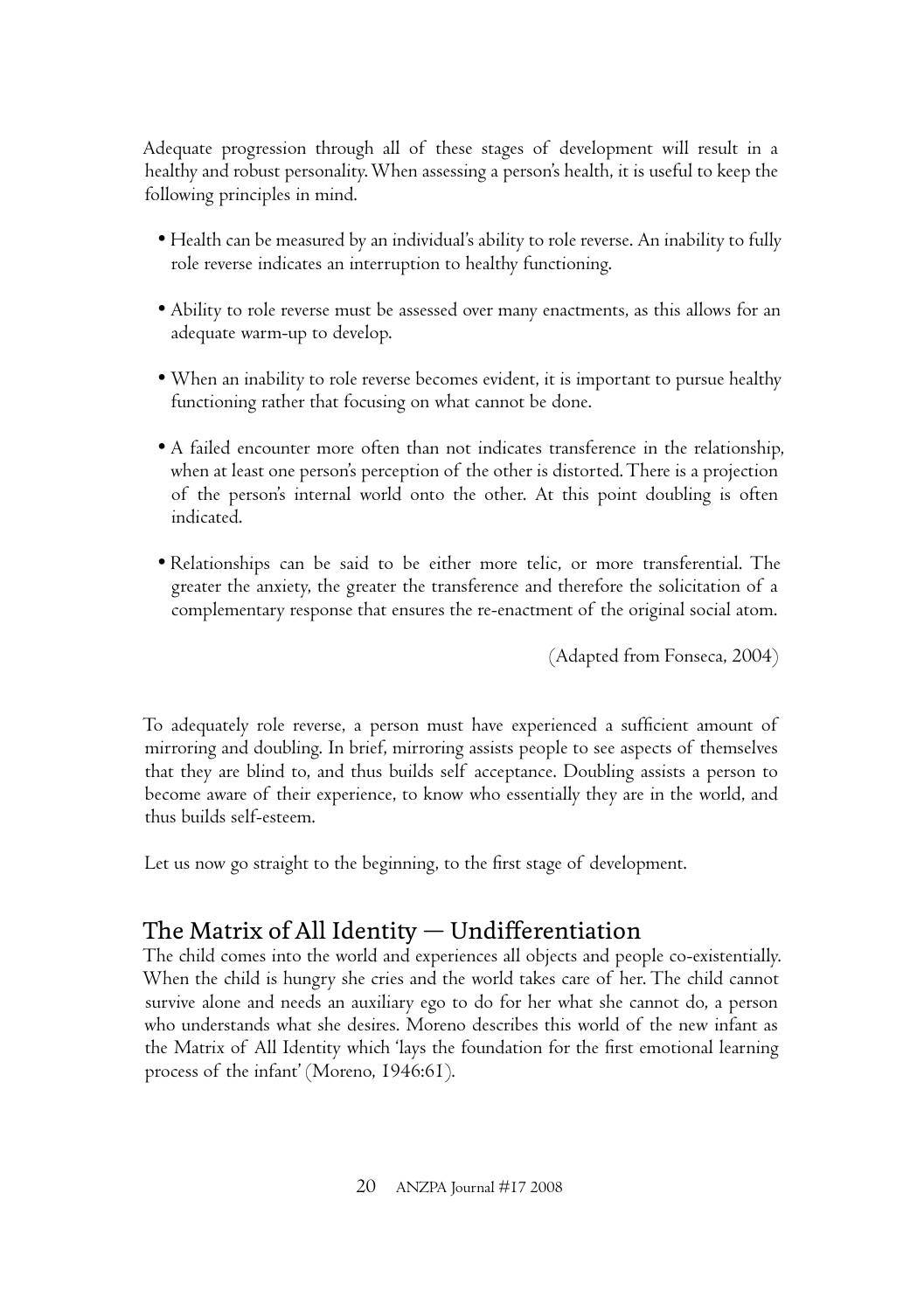Adequate progression through all of these stages of development will result in a healthy and robust personality. When assessing a person's health, it is useful to keep the following principles in mind.

- Health can be measured by an individual's ability to role reverse. An inability to fully role reverse indicates an interruption to healthy functioning.
- Ability to role reverse must be assessed over many enactments, as this allows for an adequate warm-up to develop.
- When an inability to role reverse becomes evident, it is important to pursue healthy functioning rather that focusing on what cannot be done.
- A failed encounter more often than not indicates transference in the relationship, when at least one person's perception of the other is distorted. There is a projection of the person's internal world onto the other. At this point doubling is often indicated.
- Relationships can be said to be either more telic, or more transferential. The greater the anxiety, the greater the transference and therefore the solicitation of a complementary response that ensures the re-enactment of the original social atom.

(Adapted from Fonseca, 2004)

To adequately role reverse, a person must have experienced a sufficient amount of mirroring and doubling. In brief, mirroring assists people to see aspects of themselves that they are blind to, and thus builds self acceptance. Doubling assists a person to become aware of their experience, to know who essentially they are in the world, and thus builds self-esteem.

Let us now go straight to the beginning, to the first stage of development.

## The Matrix of All Identity — Undifferentiation

The child comes into the world and experiences all objects and people co-existentially. When the child is hungry she cries and the world takes care of her. The child cannot survive alone and needs an auxiliary ego to do for her what she cannot do, a person who understands what she desires. Moreno describes this world of the new infant as the Matrix of All Identity which 'lays the foundation for the first emotional learning process of the infant' (Moreno, 1946:61).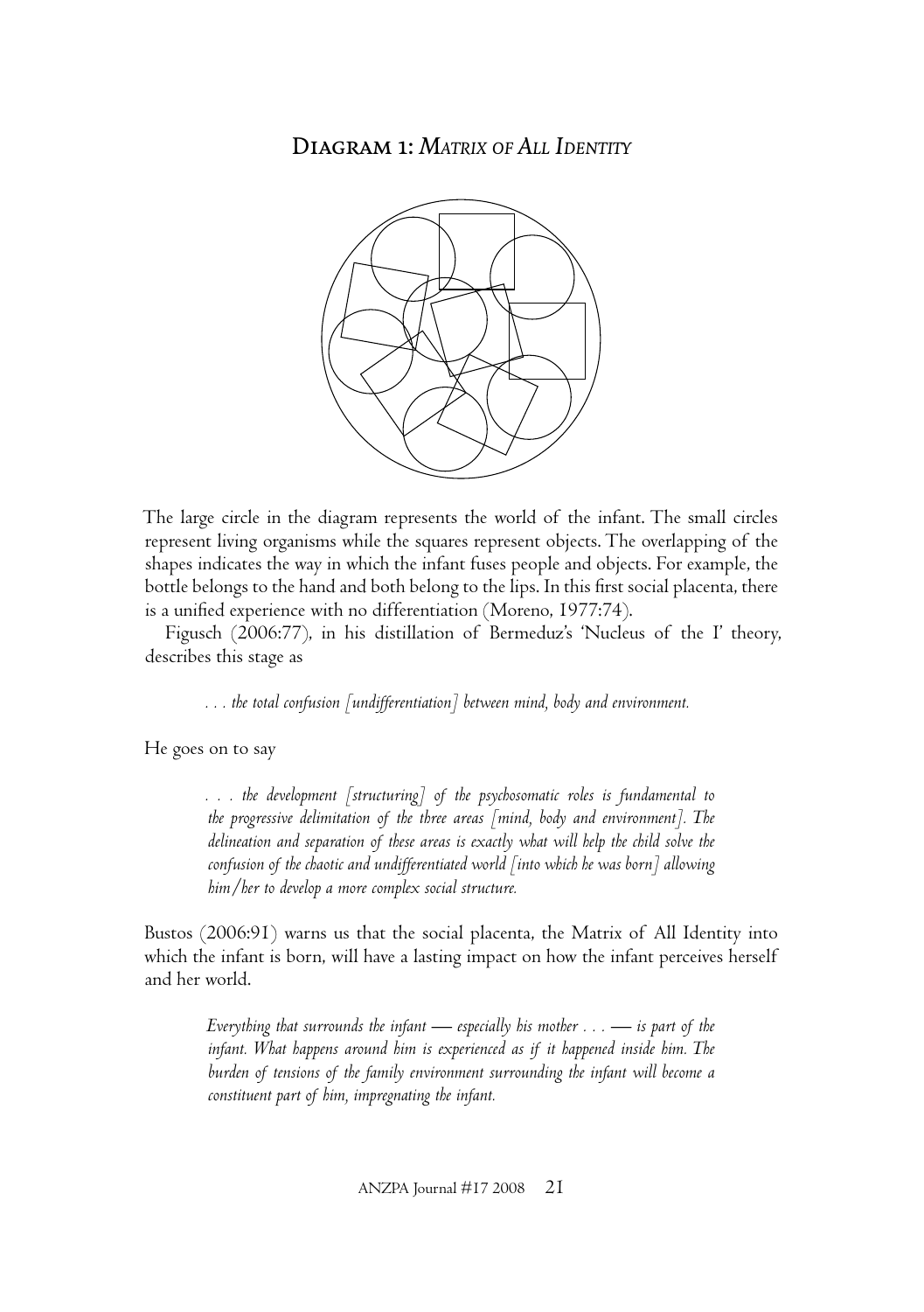## Diagram 1: *Matrix of All Identity*

The large circle in the diagram represents the world of the infant. The small circles represent living organisms while the squares represent objects. The overlapping of the shapes indicates the way in which the infant fuses people and objects. For example, the bottle belongs to the hand and both belong to the lips. In this first social placenta, there is a unified experience with no differentiation (Moreno, 1977:74).

Figusch (2006:77), in his distillation of Bermeduz's 'Nucleus of the I' theory, describes this stage as

> *. . . the total confusion [undifferentiation] between mind, body and environment.*

He goes on to say

> *. . . the development [structuring] of the psychosomatic roles is fundamental to the progressive delimitation of the three areas [mind, body and environment]. The delineation and separation of these areas is exactly what will help the child solve the confusion of the chaotic and undifferentiated world [into which he was born] allowing him/her to develop a more complex social structure.*

Bustos (2006:91) warns us that the social placenta, the Matrix of All Identity into which the infant is born, will have a lasting impact on how the infant perceives herself and her world.

> *Everything that surrounds the infant — especially his mother . . . — is part of the infant. What happens around him is experienced as if it happened inside him. The burden of tensions of the family environment surrounding the infant will become a constituent part of him, impregnating the infant.*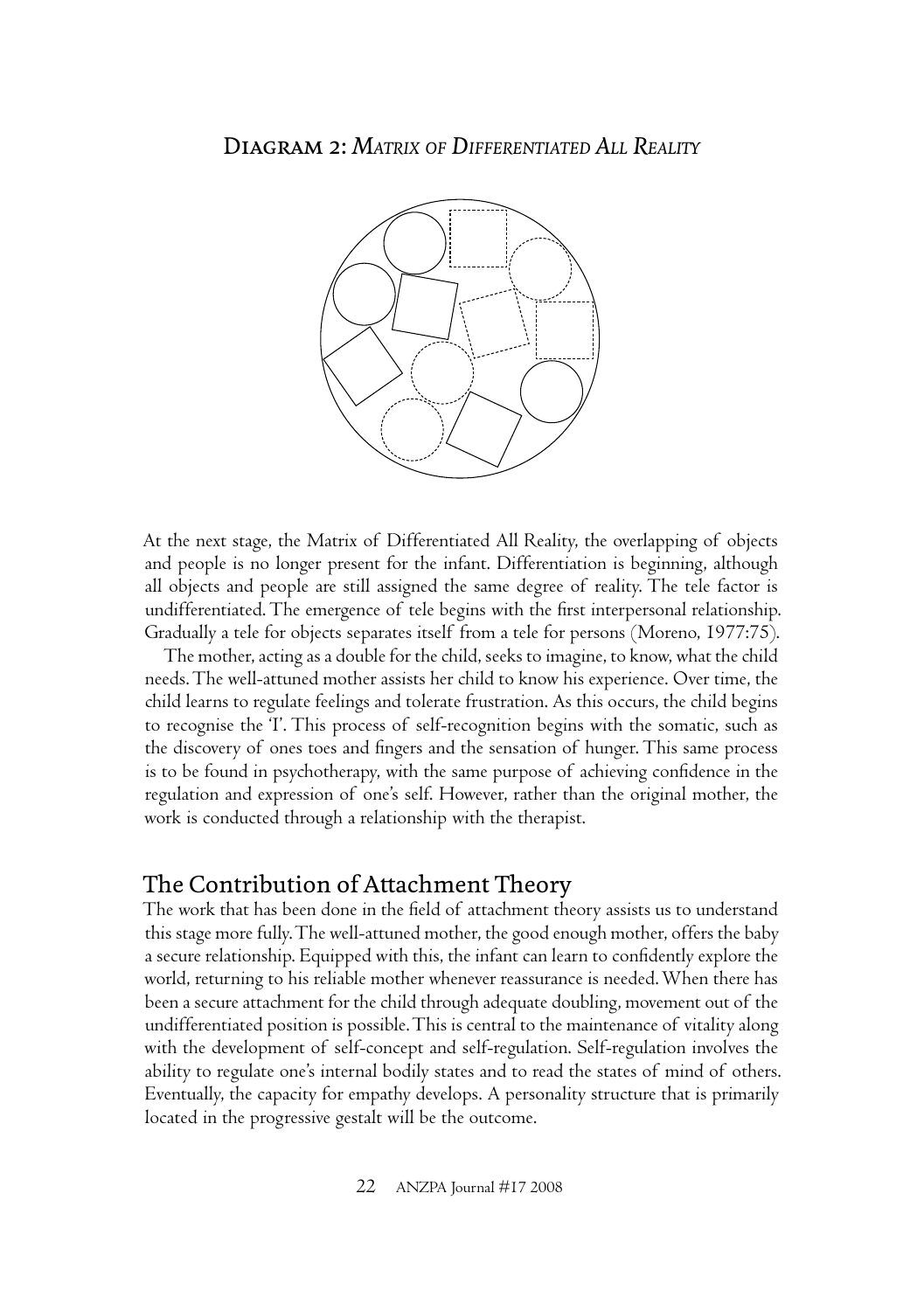## DIAGRAM 2: *MATRIX OF DIFFERENTIATED ALL REALITY*

At the next stage, the Matrix of Differentiated All Reality, the overlapping of objects and people is no longer present for the infant. Differentiation is beginning, although all objects and people are still assigned the same degree of reality. The tele factor is undifferentiated. The emergence of tele begins with the first interpersonal relationship. Gradually a tele for objects separates itself from a tele for persons (Moreno, 1977:75).

The mother, acting as a double for the child, seeks to imagine, to know, what the child needs. The well-attuned mother assists her child to know his experience. Over time, the child learns to regulate feelings and tolerate frustration. As this occurs, the child begins to recognise the 'I'. This process of self-recognition begins with the somatic, such as the discovery of ones toes and fingers and the sensation of hunger. This same process is to be found in psychotherapy, with the same purpose of achieving confidence in the regulation and expression of one's self. However, rather than the original mother, the work is conducted through a relationship with the therapist.

## The Contribution of Attachment Theory

The work that has been done in the field of attachment theory assists us to understand this stage more fully. The well-attuned mother, the good enough mother, offers the baby a secure relationship. Equipped with this, the infant can learn to confidently explore the world, returning to his reliable mother whenever reassurance is needed. When there has been a secure attachment for the child through adequate doubling, movement out of the undifferentiated position is possible. This is central to the maintenance of vitality along with the development of self-concept and self-regulation. Self-regulation involves the ability to regulate one's internal bodily states and to read the states of mind of others. Eventually, the capacity for empathy develops. A personality structure that is primarily located in the progressive gestalt will be the outcome.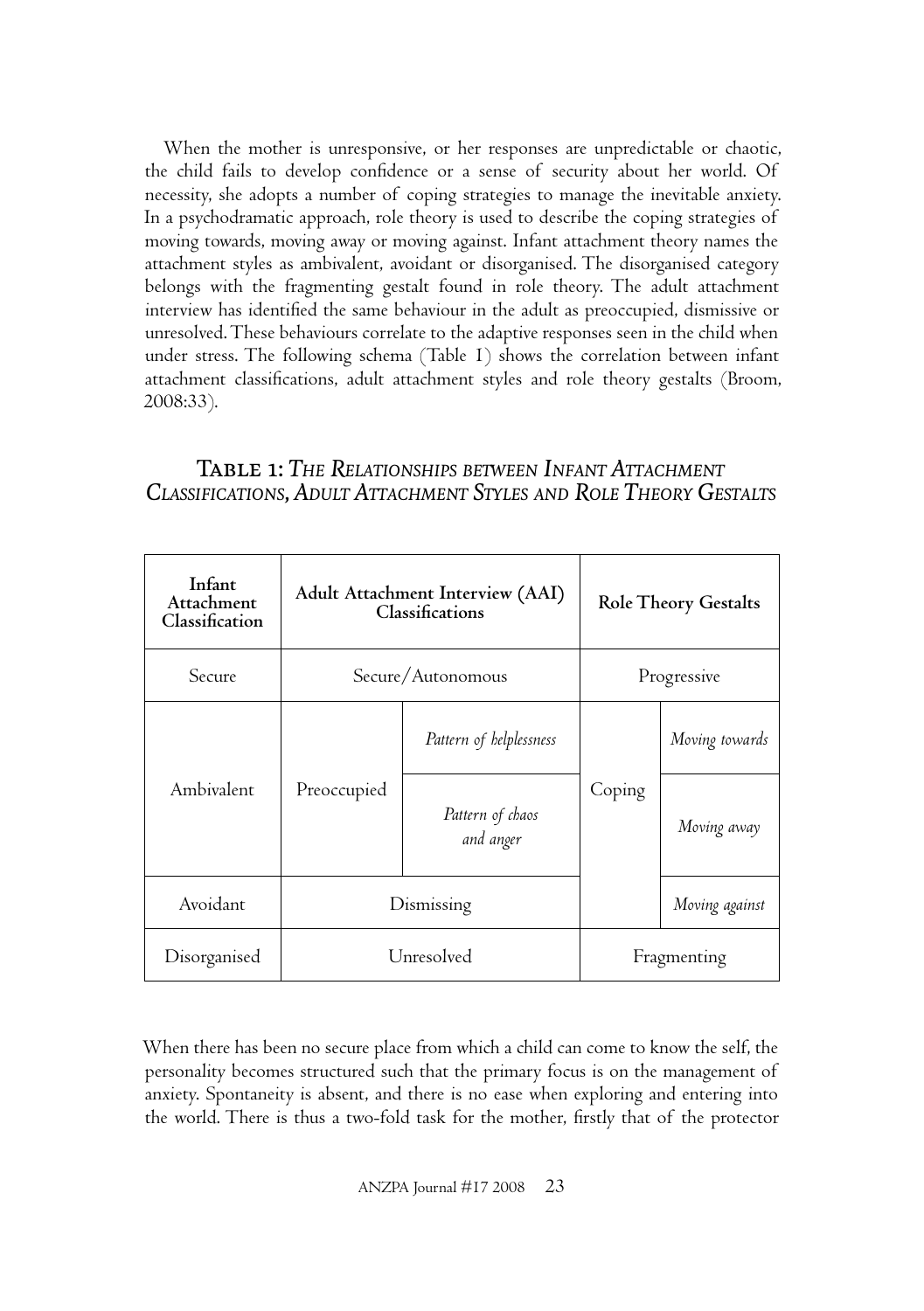When the mother is unresponsive, or her responses are unpredictable or chaotic, the child fails to develop confidence or a sense of security about her world. Of necessity, she adopts a number of coping strategies to manage the inevitable anxiety. In a psychodramatic approach, role theory is used to describe the coping strategies of moving towards, moving away or moving against. Infant attachment theory names the attachment styles as ambivalent, avoidant or disorganised. The disorganised category belongs with the fragmenting gestalt found in role theory. The adult attachment interview has identified the same behaviour in the adult as preoccupied, dismissive or unresolved. These behaviours correlate to the adaptive responses seen in the child when under stress. The following schema (Table 1) shows the correlation between infant attachment classifications, adult attachment styles and role theory gestalts (Broom, 2008:33).

### Table 1: *The Relationships between Infant Attachment Classifications, Adult Attachment Styles and Role Theory Gestalts*

| Infant Attachment Classification | Adult Attachment Interview (AAI) Classifications | | Role Theory Gestalts | |
|---|---|---|---|---|
| Secure | Secure/Autonomous | | Progressive | |
| Ambivalent | Preoccupied | *Pattern of helplessness* | Coping | *Moving towards* |
| | | *Pattern of chaos and anger* | | *Moving away* |
| Avoidant | Dismissing | | | *Moving against* |
| Disorganised | Unresolved | | Fragmenting | |

When there has been no secure place from which a child can come to know the self, the personality becomes structured such that the primary focus is on the management of anxiety. Spontaneity is absent, and there is no ease when exploring and entering into the world. There is thus a two-fold task for the mother, firstly that of the protector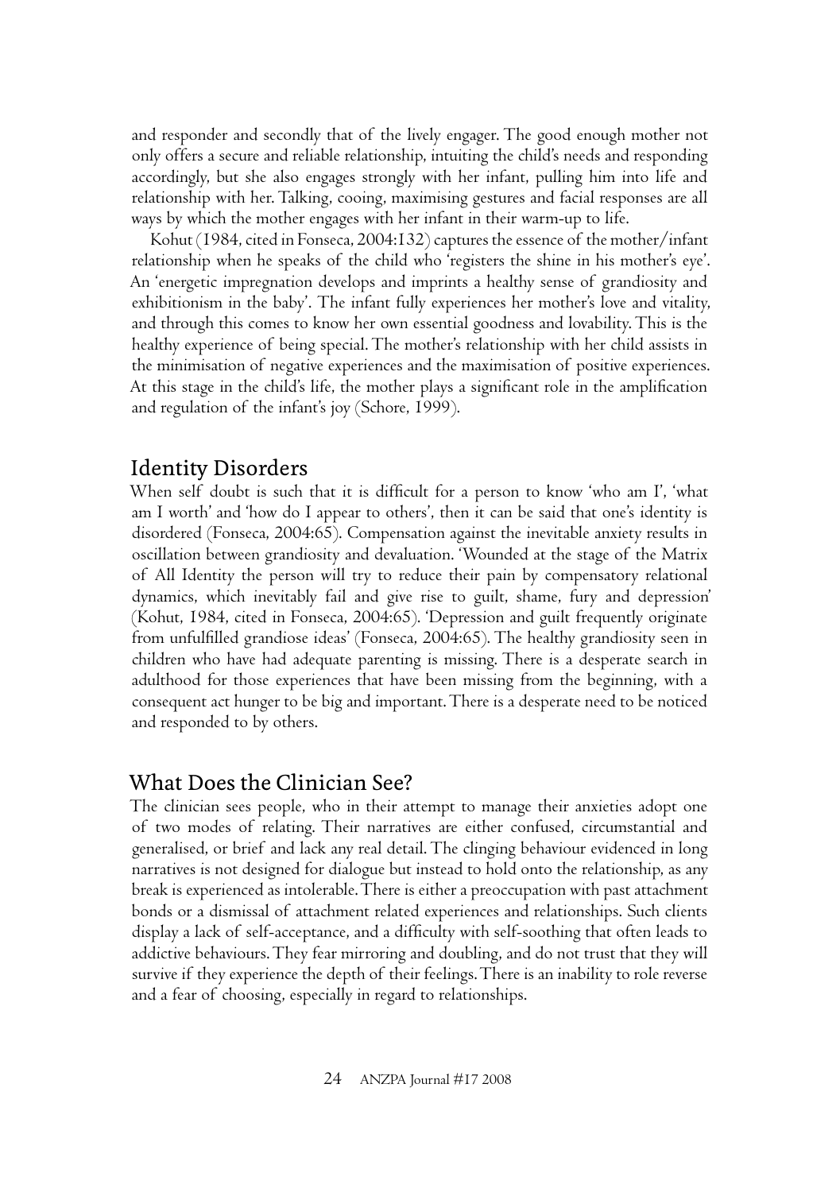and responder and secondly that of the lively engager. The good enough mother not only offers a secure and reliable relationship, intuiting the child's needs and responding accordingly, but she also engages strongly with her infant, pulling him into life and relationship with her. Talking, cooing, maximising gestures and facial responses are all ways by which the mother engages with her infant in their warm-up to life.

Kohut (1984, cited in Fonseca, 2004:132) captures the essence of the mother/infant relationship when he speaks of the child who 'registers the shine in his mother's eye'. An 'energetic impregnation develops and imprints a healthy sense of grandiosity and exhibitionism in the baby'. The infant fully experiences her mother's love and vitality, and through this comes to know her own essential goodness and lovability. This is the healthy experience of being special. The mother's relationship with her child assists in the minimisation of negative experiences and the maximisation of positive experiences. At this stage in the child's life, the mother plays a significant role in the amplification and regulation of the infant's joy (Schore, 1999).

## Identity Disorders

When self doubt is such that it is difficult for a person to know 'who am I', 'what am I worth' and 'how do I appear to others', then it can be said that one's identity is disordered (Fonseca, 2004:65). Compensation against the inevitable anxiety results in oscillation between grandiosity and devaluation. 'Wounded at the stage of the Matrix of All Identity the person will try to reduce their pain by compensatory relational dynamics, which inevitably fail and give rise to guilt, shame, fury and depression' (Kohut, 1984, cited in Fonseca, 2004:65). 'Depression and guilt frequently originate from unfulfilled grandiose ideas' (Fonseca, 2004:65). The healthy grandiosity seen in children who have had adequate parenting is missing. There is a desperate search in adulthood for those experiences that have been missing from the beginning, with a consequent act hunger to be big and important. There is a desperate need to be noticed and responded to by others.

## What Does the Clinician See?

The clinician sees people, who in their attempt to manage their anxieties adopt one of two modes of relating. Their narratives are either confused, circumstantial and generalised, or brief and lack any real detail. The clinging behaviour evidenced in long narratives is not designed for dialogue but instead to hold onto the relationship, as any break is experienced as intolerable. There is either a preoccupation with past attachment bonds or a dismissal of attachment related experiences and relationships. Such clients display a lack of self-acceptance, and a difficulty with self-soothing that often leads to addictive behaviours. They fear mirroring and doubling, and do not trust that they will survive if they experience the depth of their feelings. There is an inability to role reverse and a fear of choosing, especially in regard to relationships.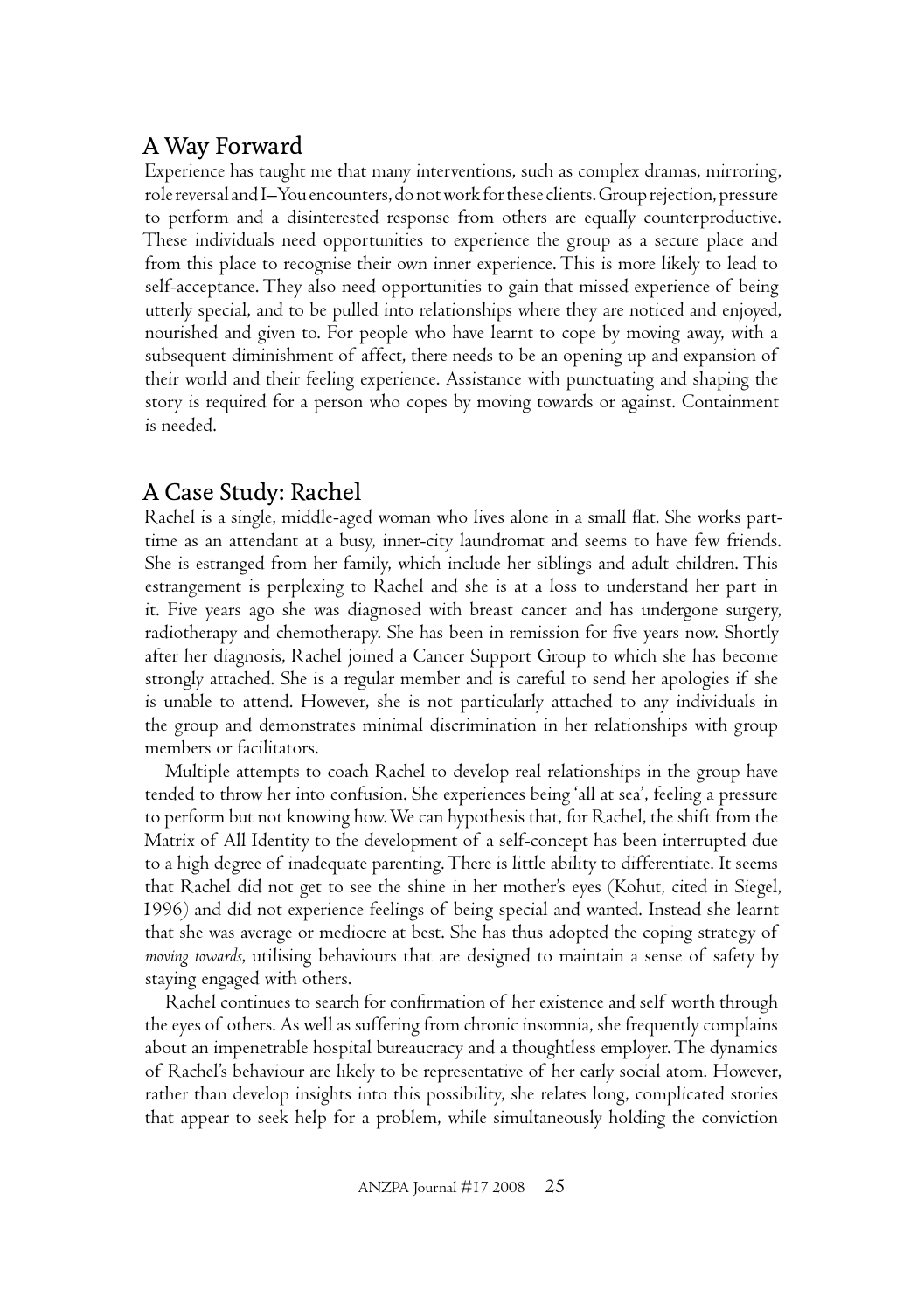## A Way Forward

Experience has taught me that many interventions, such as complex dramas, mirroring, role reversal and I–You encounters, do not work for these clients. Group rejection, pressure to perform and a disinterested response from others are equally counterproductive. These individuals need opportunities to experience the group as a secure place and from this place to recognise their own inner experience. This is more likely to lead to self-acceptance. They also need opportunities to gain that missed experience of being utterly special, and to be pulled into relationships where they are noticed and enjoyed, nourished and given to. For people who have learnt to cope by moving away, with a subsequent diminishment of affect, there needs to be an opening up and expansion of their world and their feeling experience. Assistance with punctuating and shaping the story is required for a person who copes by moving towards or against. Containment is needed.

## A Case Study: Rachel

Rachel is a single, middle-aged woman who lives alone in a small flat. She works part-time as an attendant at a busy, inner-city laundromat and seems to have few friends. She is estranged from her family, which include her siblings and adult children. This estrangement is perplexing to Rachel and she is at a loss to understand her part in it. Five years ago she was diagnosed with breast cancer and has undergone surgery, radiotherapy and chemotherapy. She has been in remission for five years now. Shortly after her diagnosis, Rachel joined a Cancer Support Group to which she has become strongly attached. She is a regular member and is careful to send her apologies if she is unable to attend. However, she is not particularly attached to any individuals in the group and demonstrates minimal discrimination in her relationships with group members or facilitators.

Multiple attempts to coach Rachel to develop real relationships in the group have tended to throw her into confusion. She experiences being 'all at sea', feeling a pressure to perform but not knowing how. We can hypothesis that, for Rachel, the shift from the Matrix of All Identity to the development of a self-concept has been interrupted due to a high degree of inadequate parenting. There is little ability to differentiate. It seems that Rachel did not get to see the shine in her mother's eyes (Kohut, cited in Siegel, 1996) and did not experience feelings of being special and wanted. Instead she learnt that she was average or mediocre at best. She has thus adopted the coping strategy of *moving towards*, utilising behaviours that are designed to maintain a sense of safety by staying engaged with others.

Rachel continues to search for confirmation of her existence and self worth through the eyes of others. As well as suffering from chronic insomnia, she frequently complains about an impenetrable hospital bureaucracy and a thoughtless employer. The dynamics of Rachel's behaviour are likely to be representative of her early social atom. However, rather than develop insights into this possibility, she relates long, complicated stories that appear to seek help for a problem, while simultaneously holding the conviction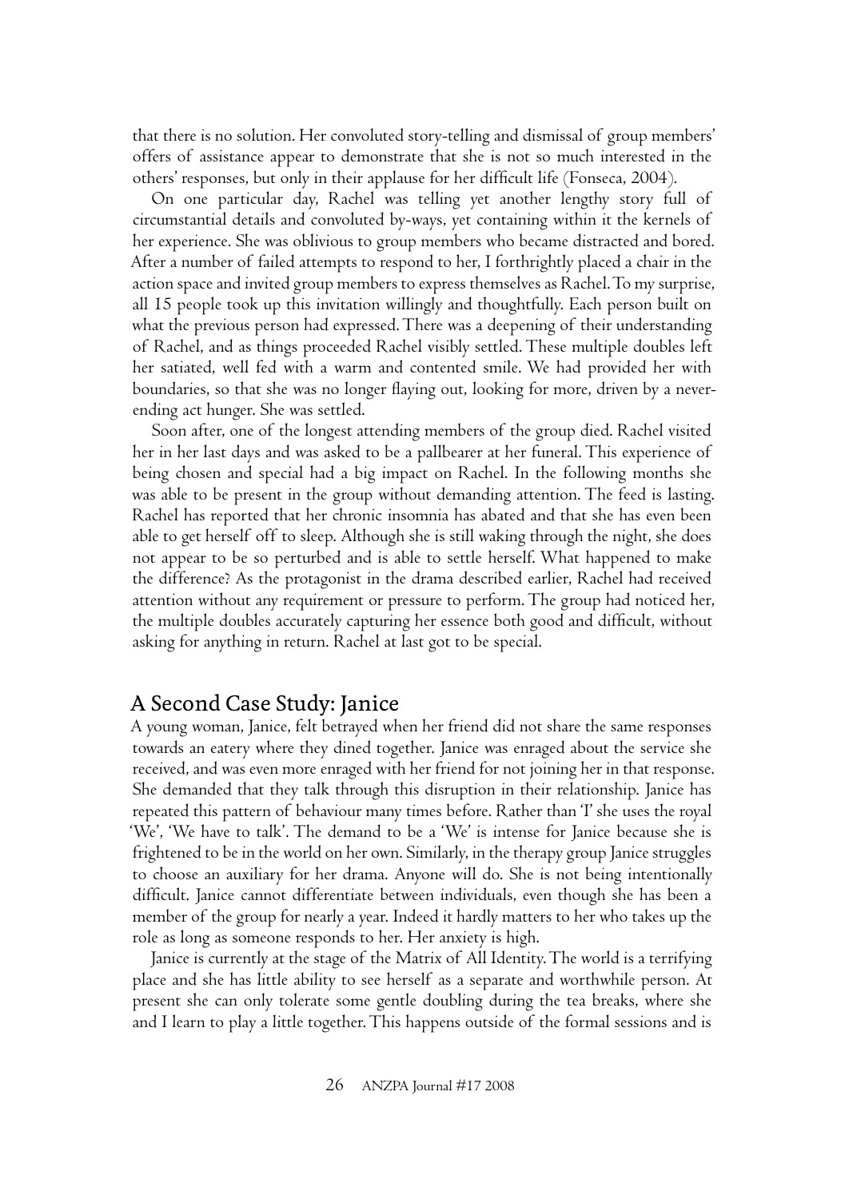that there is no solution. Her convoluted story-telling and dismissal of group members' offers of assistance appear to demonstrate that she is not so much interested in the others' responses, but only in their applause for her difficult life (Fonseca, 2004).

On one particular day, Rachel was telling yet another lengthy story full of circumstantial details and convoluted by-ways, yet containing within it the kernels of her experience. She was oblivious to group members who became distracted and bored. After a number of failed attempts to respond to her, I forthrightly placed a chair in the action space and invited group members to express themselves as Rachel. To my surprise, all 15 people took up this invitation willingly and thoughtfully. Each person built on what the previous person had expressed. There was a deepening of their understanding of Rachel, and as things proceeded Rachel visibly settled. These multiple doubles left her satiated, well fed with a warm and contented smile. We had provided her with boundaries, so that she was no longer flaying out, looking for more, driven by a never-ending act hunger. She was settled.

Soon after, one of the longest attending members of the group died. Rachel visited her in her last days and was asked to be a pallbearer at her funeral. This experience of being chosen and special had a big impact on Rachel. In the following months she was able to be present in the group without demanding attention. The feed is lasting. Rachel has reported that her chronic insomnia has abated and that she has even been able to get herself off to sleep. Although she is still waking through the night, she does not appear to be so perturbed and is able to settle herself. What happened to make the difference? As the protagonist in the drama described earlier, Rachel had received attention without any requirement or pressure to perform. The group had noticed her, the multiple doubles accurately capturing her essence both good and difficult, without asking for anything in return. Rachel at last got to be special.

## A Second Case Study: Janice

A young woman, Janice, felt betrayed when her friend did not share the same responses towards an eatery where they dined together. Janice was enraged about the service she received, and was even more enraged with her friend for not joining her in that response. She demanded that they talk through this disruption in their relationship. Janice has repeated this pattern of behaviour many times before. Rather than 'I' she uses the royal 'We', 'We have to talk'. The demand to be a 'We' is intense for Janice because she is frightened to be in the world on her own. Similarly, in the therapy group Janice struggles to choose an auxiliary for her drama. Anyone will do. She is not being intentionally difficult. Janice cannot differentiate between individuals, even though she has been a member of the group for nearly a year. Indeed it hardly matters to her who takes up the role as long as someone responds to her. Her anxiety is high.

Janice is currently at the stage of the Matrix of All Identity. The world is a terrifying place and she has little ability to see herself as a separate and worthwhile person. At present she can only tolerate some gentle doubling during the tea breaks, where she and I learn to play a little together. This happens outside of the formal sessions and is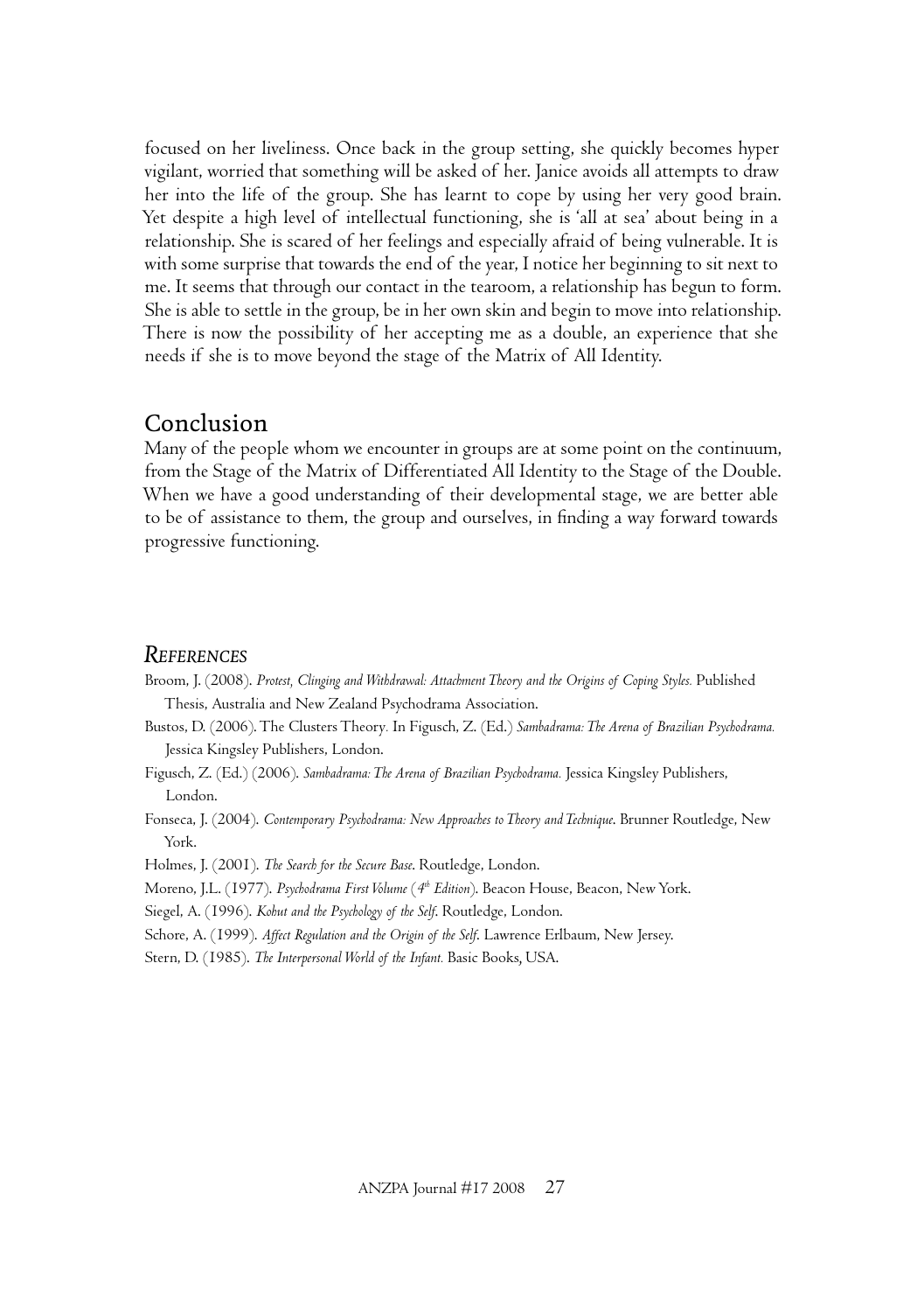focused on her liveliness. Once back in the group setting, she quickly becomes hyper vigilant, worried that something will be asked of her. Janice avoids all attempts to draw her into the life of the group. She has learnt to cope by using her very good brain. Yet despite a high level of intellectual functioning, she is 'all at sea' about being in a relationship. She is scared of her feelings and especially afraid of being vulnerable. It is with some surprise that towards the end of the year, I notice her beginning to sit next to me. It seems that through our contact in the tearoom, a relationship has begun to form. She is able to settle in the group, be in her own skin and begin to move into relationship. There is now the possibility of her accepting me as a double, an experience that she needs if she is to move beyond the stage of the Matrix of All Identity.

## Conclusion

Many of the people whom we encounter in groups are at some point on the continuum, from the Stage of the Matrix of Differentiated All Identity to the Stage of the Double. When we have a good understanding of their developmental stage, we are better able to be of assistance to them, the group and ourselves, in finding a way forward towards progressive functioning.

### *References*

Broom, J. (2008). *Protest, Clinging and Withdrawal: Attachment Theory and the Origins of Coping Styles.* Published Thesis, Australia and New Zealand Psychodrama Association.

Bustos, D. (2006). The Clusters Theory. In Figusch, Z. (Ed.) *Sambadrama: The Arena of Brazilian Psychodrama.* Jessica Kingsley Publishers, London.

Figusch, Z. (Ed.) (2006). *Sambadrama: The Arena of Brazilian Psychodrama.* Jessica Kingsley Publishers, London.

Fonseca, J. (2004). *Contemporary Psychodrama: New Approaches to Theory and Technique*. Brunner Routledge, New York.

Holmes, J. (2001). *The Search for the Secure Base*. Routledge, London.

Moreno, J.L. (1977). *Psychodrama First Volume (4th Edition)*. Beacon House, Beacon, New York.

Siegel, A. (1996). *Kohut and the Psychology of the Self*. Routledge, London.

Schore, A. (1999). *Affect Regulation and the Origin of the Self*. Lawrence Erlbaum, New Jersey.

Stern, D. (1985). *The Interpersonal World of the Infant.* Basic Books, USA.